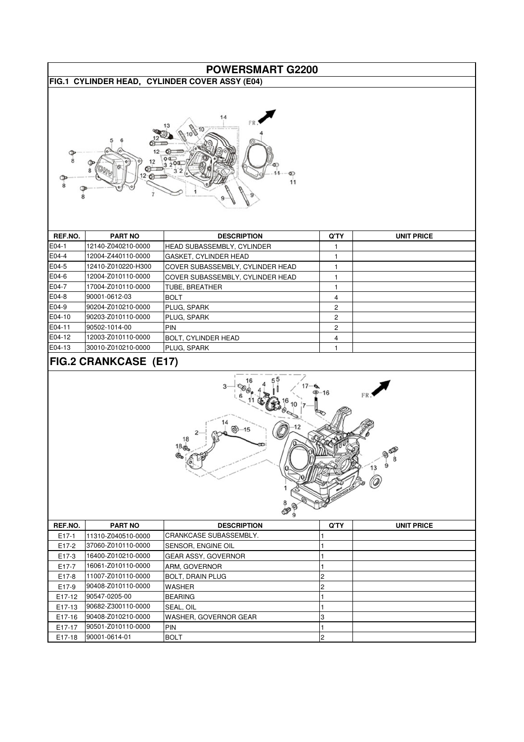# POWERSMART G2200

## FIG.1 CYLINDER HEAD, CYLINDER COVER ASSY (E04)

| REF.NO. | PART NO | DESCRIPTION | Q'TY | UNIT PRICE |
|---|---|---|---|---|
| E04-1 | 12140-Z040210-0000 | HEAD SUBASSEMBLY, CYLINDER | 1 | |
| E04-4 | 12004-Z440110-0000 | GASKET, CYLINDER HEAD | 1 | |
| E04-5 | 12410-Z010220-H300 | COVER SUBASSEMBLY, CYLINDER HEAD | 1 | |
| E04-6 | 12004-Z010110-0000 | COVER SUBASSEMBLY, CYLINDER HEAD | 1 | |
| E04-7 | 17004-Z010110-0000 | TUBE, BREATHER | 1 | |
| E04-8 | 90001-0612-03 | BOLT | 4 | |
| E04-9 | 90204-Z010210-0000 | PLUG, SPARK | 2 | |
| E04-10 | 90203-Z010110-0000 | PLUG, SPARK | 2 | |
| E04-11 | 90502-1014-00 | PIN | 2 | |
| E04-12 | 12003-Z010110-0000 | BOLT, CYLINDER HEAD | 4 | |
| E04-13 | 30010-Z010210-0000 | PLUG, SPARK | 1 | |

## FIG.2 CRANKCASE (E17)

| REF.NO. | PART NO | DESCRIPTION | Q'TY | UNIT PRICE |
|---|---|---|---|---|
| E17-1 | 11310-Z040510-0000 | CRANKCASE SUBASSEMBLY. | 1 | |
| E17-2 | 37060-Z010110-0000 | SENSOR, ENGINE OIL | 1 | |
| E17-3 | 16400-Z010210-0000 | GEAR ASSY, GOVERNOR | 1 | |
| E17-7 | 16061-Z010110-0000 | ARM, GOVERNOR | 1 | |
| E17-8 | 11007-Z010110-0000 | BOLT, DRAIN PLUG | 2 | |
| E17-9 | 90408-Z010110-0000 | WASHER | 2 | |
| E17-12 | 90547-0205-00 | BEARING | 1 | |
| E17-13 | 90682-Z300110-0000 | SEAL, OIL | 1 | |
| E17-16 | 90408-Z010210-0000 | WASHER, GOVERNOR GEAR | 3 | |
| E17-17 | 90501-Z010110-0000 | PIN | 1 | |
| E17-18 | 90001-0614-01 | BOLT | 2 | |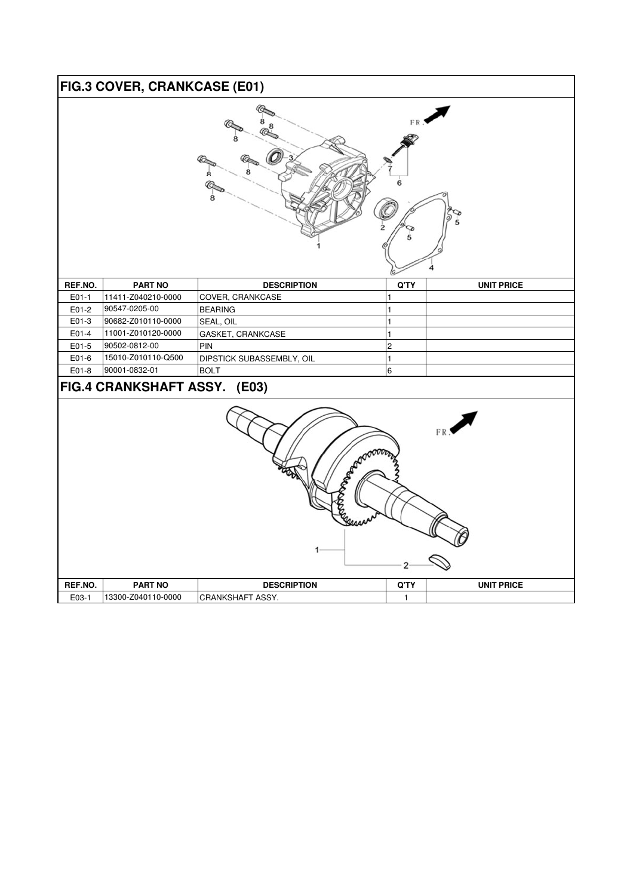## FIG.3 COVER, CRANKCASE (E01)

| REF.NO. | PART NO | DESCRIPTION | Q'TY | UNIT PRICE |
|---|---|---|---|---|
| E01-1 | 11411-Z040210-0000 | COVER, CRANKCASE | 1 | |
| E01-2 | 90547-0205-00 | BEARING | 1 | |
| E01-3 | 90682-Z010110-0000 | SEAL, OIL | 1 | |
| E01-4 | 11001-Z010120-0000 | GASKET, CRANKCASE | 1 | |
| E01-5 | 90502-0812-00 | PIN | 2 | |
| E01-6 | 15010-Z010110-Q500 | DIPSTICK SUBASSEMBLY, OIL | 1 | |
| E01-8 | 90001-0832-01 | BOLT | 6 | |

## FIG.4 CRANKSHAFT ASSY. (E03)

| REF.NO. | PART NO | DESCRIPTION | Q'TY | UNIT PRICE |
|---|---|---|---|---|
| E03-1 | 13300-Z040110-0000 | CRANKSHAFT ASSY. | 1 | |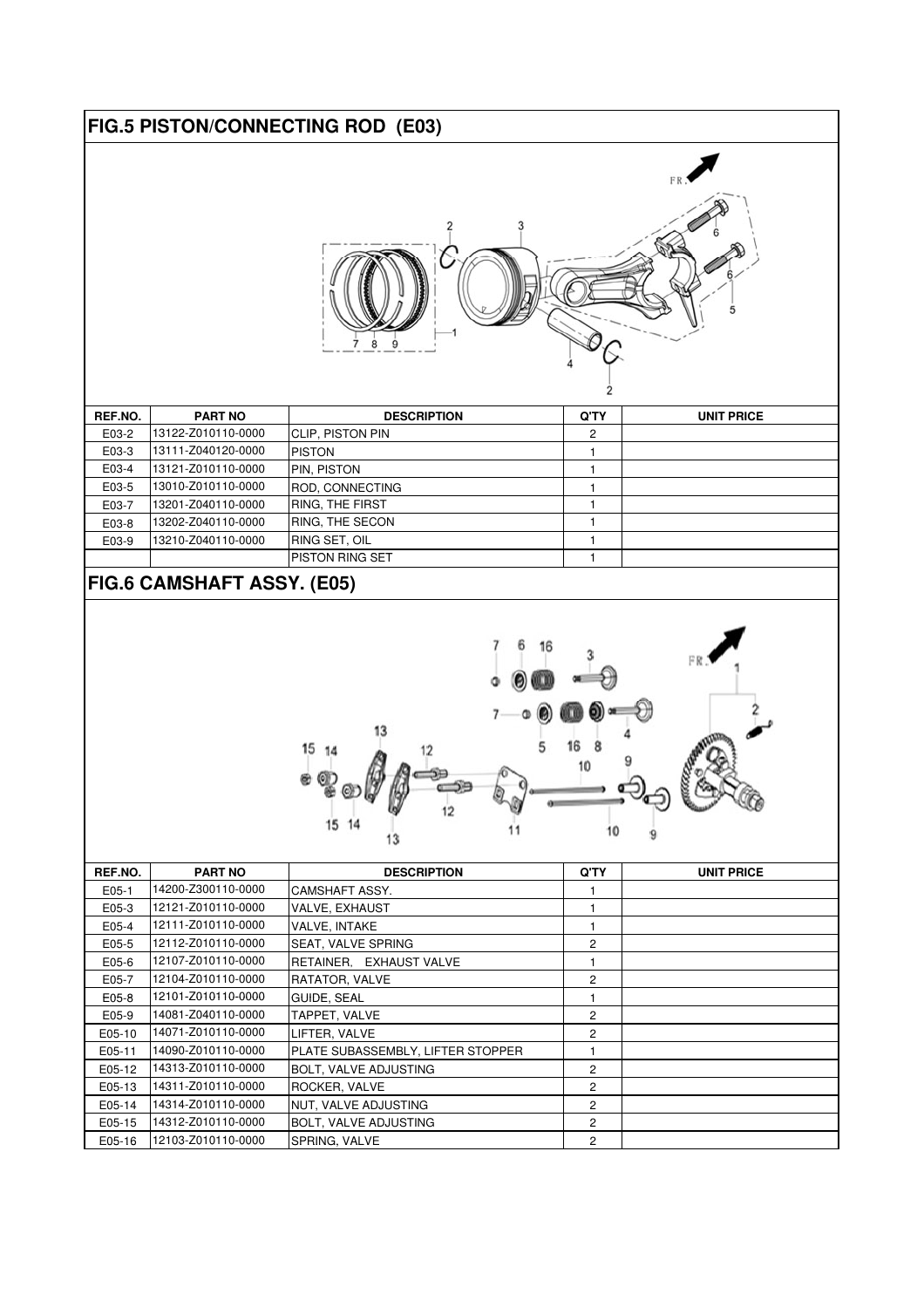## FIG.5 PISTON/CONNECTING ROD (E03)

| REF.NO. | PART NO | DESCRIPTION | Q'TY | UNIT PRICE |
|---|---|---|---|---|
| E03-2 | 13122-Z010110-0000 | CLIP, PISTON PIN | 2 | |
| E03-3 | 13111-Z040120-0000 | PISTON | 1 | |
| E03-4 | 13121-Z010110-0000 | PIN, PISTON | 1 | |
| E03-5 | 13010-Z010110-0000 | ROD, CONNECTING | 1 | |
| E03-7 | 13201-Z040110-0000 | RING, THE FIRST | 1 | |
| E03-8 | 13202-Z040110-0000 | RING, THE SECON | 1 | |
| E03-9 | 13210-Z040110-0000 | RING SET, OIL | 1 | |
| | | PISTON RING SET | 1 | |

## FIG.6 CAMSHAFT ASSY. (E05)

| REF.NO. | PART NO | DESCRIPTION | Q'TY | UNIT PRICE |
|---|---|---|---|---|
| E05-1 | 14200-Z300110-0000 | CAMSHAFT ASSY. | 1 | |
| E05-3 | 12121-Z010110-0000 | VALVE, EXHAUST | 1 | |
| E05-4 | 12111-Z010110-0000 | VALVE, INTAKE | 1 | |
| E05-5 | 12112-Z010110-0000 | SEAT, VALVE SPRING | 2 | |
| E05-6 | 12107-Z010110-0000 | RETAINER, EXHAUST VALVE | 1 | |
| E05-7 | 12104-Z010110-0000 | RATATOR, VALVE | 2 | |
| E05-8 | 12101-Z010110-0000 | GUIDE, SEAL | 1 | |
| E05-9 | 14081-Z040110-0000 | TAPPET, VALVE | 2 | |
| E05-10 | 14071-Z010110-0000 | LIFTER, VALVE | 2 | |
| E05-11 | 14090-Z010110-0000 | PLATE SUBASSEMBLY, LIFTER STOPPER | 1 | |
| E05-12 | 14313-Z010110-0000 | BOLT, VALVE ADJUSTING | 2 | |
| E05-13 | 14311-Z010110-0000 | ROCKER, VALVE | 2 | |
| E05-14 | 14314-Z010110-0000 | NUT, VALVE ADJUSTING | 2 | |
| E05-15 | 14312-Z010110-0000 | BOLT, VALVE ADJUSTING | 2 | |
| E05-16 | 12103-Z010110-0000 | SPRING, VALVE | 2 | |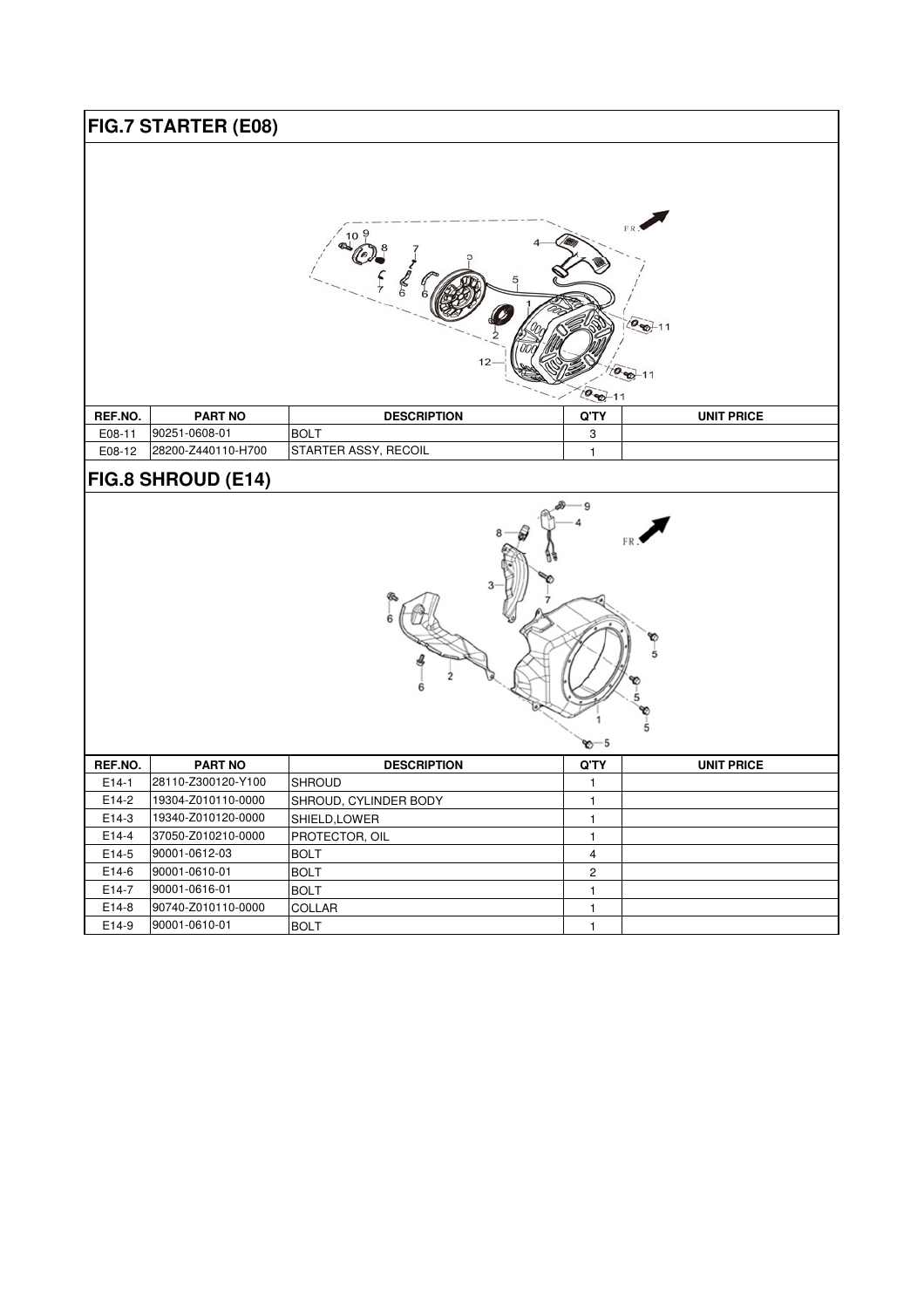## FIG.7 STARTER (E08)

| REF.NO. | PART NO | DESCRIPTION | Q'TY | UNIT PRICE |
|---|---|---|---|---|
| E08-11 | 90251-0608-01 | BOLT | 3 | |
| E08-12 | 28200-Z440110-H700 | STARTER ASSY, RECOIL | 1 | |

## FIG.8 SHROUD (E14)

| REF.NO. | PART NO | DESCRIPTION | Q'TY | UNIT PRICE |
|---|---|---|---|---|
| E14-1 | 28110-Z300120-Y100 | SHROUD | 1 | |
| E14-2 | 19304-Z010110-0000 | SHROUD, CYLINDER BODY | 1 | |
| E14-3 | 19340-Z010120-0000 | SHIELD,LOWER | 1 | |
| E14-4 | 37050-Z010210-0000 | PROTECTOR, OIL | 1 | |
| E14-5 | 90001-0612-03 | BOLT | 4 | |
| E14-6 | 90001-0610-01 | BOLT | 2 | |
| E14-7 | 90001-0616-01 | BOLT | 1 | |
| E14-8 | 90740-Z010110-0000 | COLLAR | 1 | |
| E14-9 | 90001-0610-01 | BOLT | 1 | |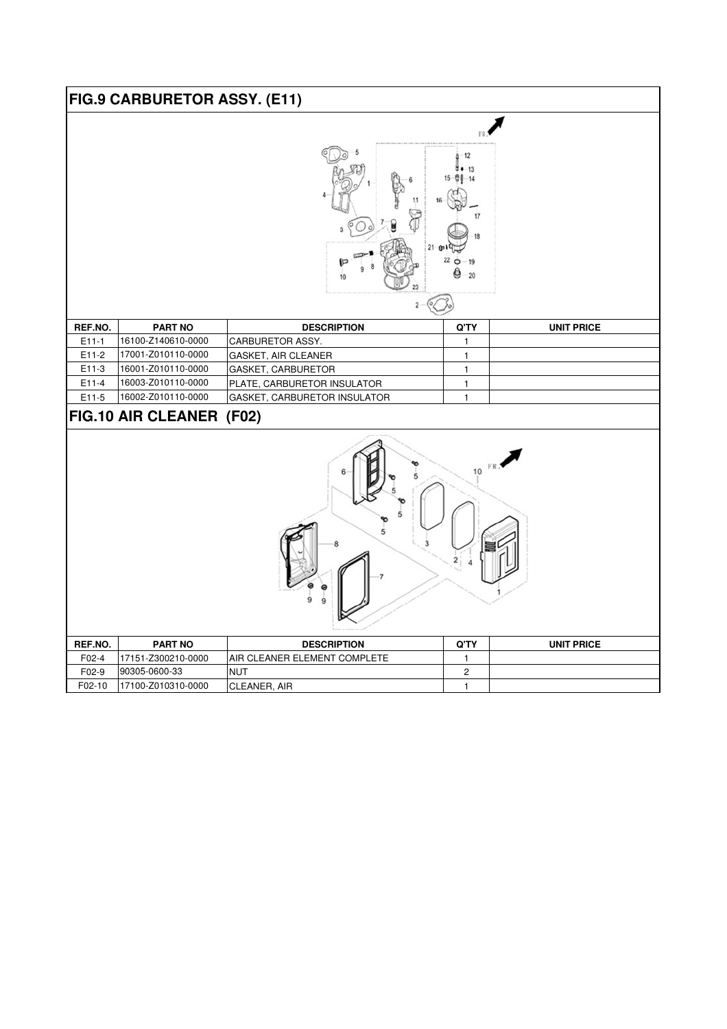## FIG.9 CARBURETOR ASSY. (E11)

| REF.NO. | PART NO | DESCRIPTION | Q'TY | UNIT PRICE |
|---|---|---|---|---|
| E11-1 | 16100-Z140610-0000 | CARBURETOR ASSY. | 1 | |
| E11-2 | 17001-Z010110-0000 | GASKET, AIR CLEANER | 1 | |
| E11-3 | 16001-Z010110-0000 | GASKET, CARBURETOR | 1 | |
| E11-4 | 16003-Z010110-0000 | PLATE, CARBURETOR INSULATOR | 1 | |
| E11-5 | 16002-Z010110-0000 | GASKET, CARBURETOR INSULATOR | 1 | |

## FIG.10 AIR CLEANER (F02)

| REF.NO. | PART NO | DESCRIPTION | Q'TY | UNIT PRICE |
|---|---|---|---|---|
| F02-4 | 17151-Z300210-0000 | AIR CLEANER ELEMENT COMPLETE | 1 | |
| F02-9 | 90305-0600-33 | NUT | 2 | |
| F02-10 | 17100-Z010310-0000 | CLEANER, AIR | 1 | |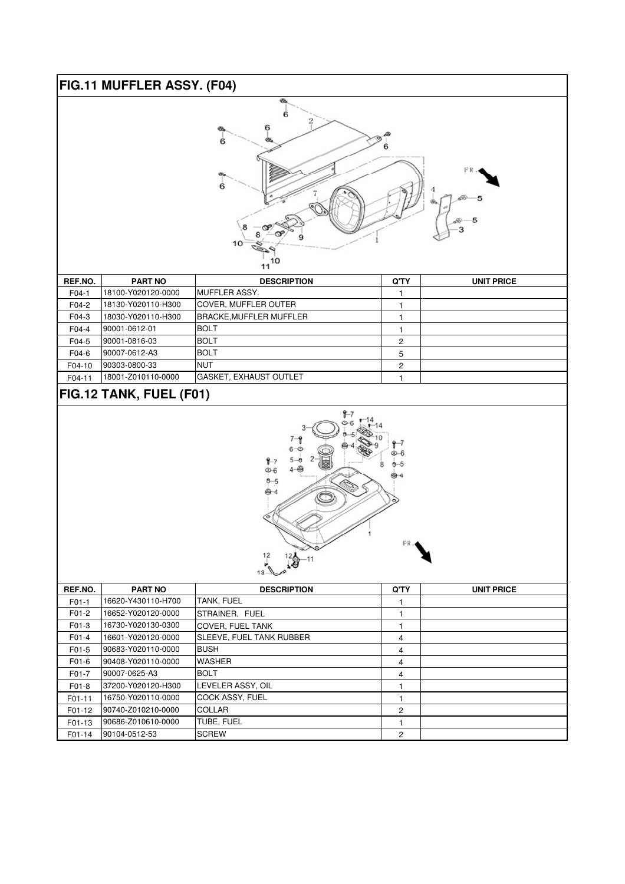## FIG.11 MUFFLER ASSY. (F04)

| REF.NO. | PART NO | DESCRIPTION | Q'TY | UNIT PRICE |
|---|---|---|---|---|
| F04-1 | 18100-Y020120-0000 | MUFFLER ASSY. | 1 | |
| F04-2 | 18130-Y020110-H300 | COVER, MUFFLER OUTER | 1 | |
| F04-3 | 18030-Y020110-H300 | BRACKE,MUFFLER MUFFLER | 1 | |
| F04-4 | 90001-0612-01 | BOLT | 1 | |
| F04-5 | 90001-0816-03 | BOLT | 2 | |
| F04-6 | 90007-0612-A3 | BOLT | 5 | |
| F04-10 | 90303-0800-33 | NUT | 2 | |
| F04-11 | 18001-Z010110-0000 | GASKET, EXHAUST OUTLET | 1 | |

## FIG.12 TANK, FUEL (F01)

| REF.NO. | PART NO | DESCRIPTION | Q'TY | UNIT PRICE |
|---|---|---|---|---|
| F01-1 | 16620-Y430110-H700 | TANK, FUEL | 1 | |
| F01-2 | 16652-Y020120-0000 | STRAINER, FUEL | 1 | |
| F01-3 | 16730-Y020130-0300 | COVER, FUEL TANK | 1 | |
| F01-4 | 16601-Y020120-0000 | SLEEVE, FUEL TANK RUBBER | 4 | |
| F01-5 | 90683-Y020110-0000 | BUSH | 4 | |
| F01-6 | 90408-Y020110-0000 | WASHER | 4 | |
| F01-7 | 90007-0625-A3 | BOLT | 4 | |
| F01-8 | 37200-Y020120-H300 | LEVELER ASSY, OIL | 1 | |
| F01-11 | 16750-Y020110-0000 | COCK ASSY, FUEL | 1 | |
| F01-12 | 90740-Z010210-0000 | COLLAR | 2 | |
| F01-13 | 90686-Z010610-0000 | TUBE, FUEL | 1 | |
| F01-14 | 90104-0512-53 | SCREW | 2 | |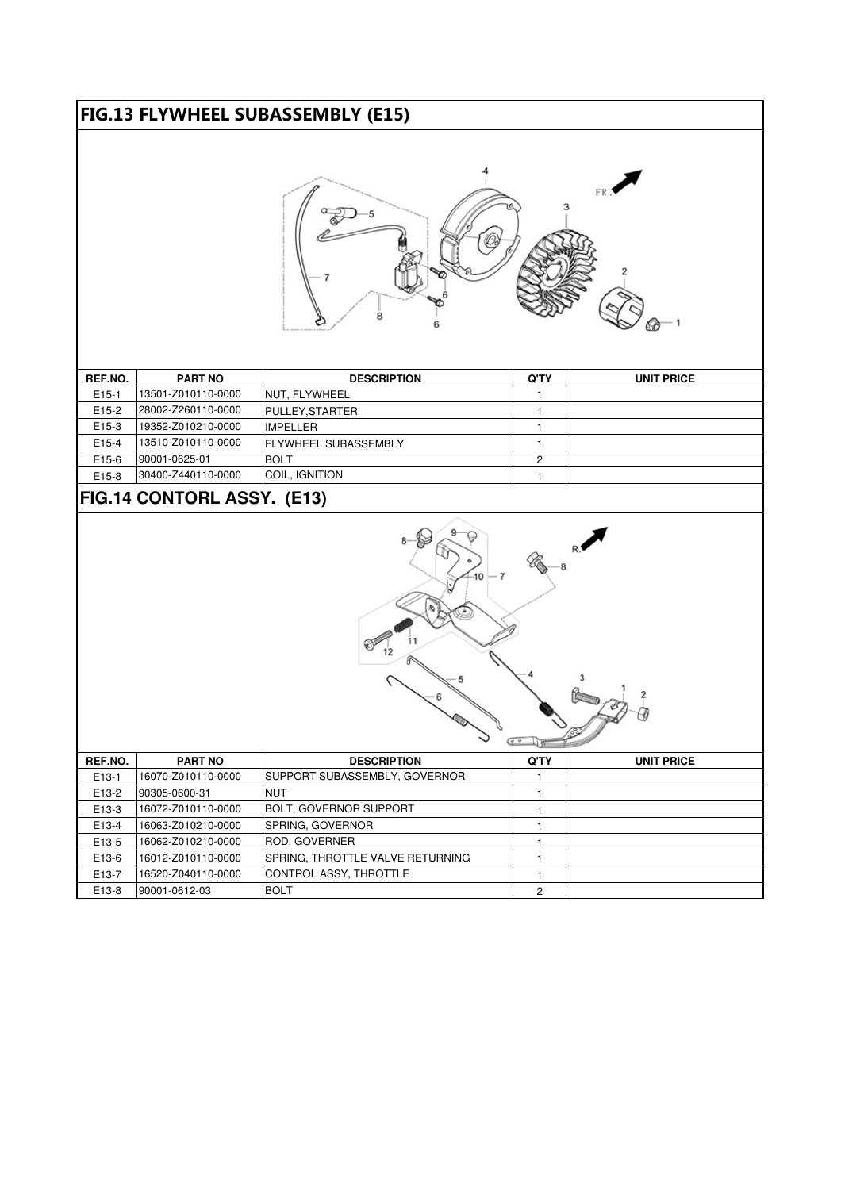## FIG.13 FLYWHEEL SUBASSEMBLY (E15)

| REF.NO. | PART NO | DESCRIPTION | Q'TY | UNIT PRICE |
|---|---|---|---|---|
| E15-1 | 13501-Z010110-0000 | NUT, FLYWHEEL | 1 | |
| E15-2 | 28002-Z260110-0000 | PULLEY,STARTER | 1 | |
| E15-3 | 19352-Z010210-0000 | IMPELLER | 1 | |
| E15-4 | 13510-Z010110-0000 | FLYWHEEL SUBASSEMBLY | 1 | |
| E15-6 | 90001-0625-01 | BOLT | 2 | |
| E15-8 | 30400-Z440110-0000 | COIL, IGNITION | 1 | |

## FIG.14 CONTORL ASSY. (E13)

| REF.NO. | PART NO | DESCRIPTION | Q'TY | UNIT PRICE |
|---|---|---|---|---|
| E13-1 | 16070-Z010110-0000 | SUPPORT SUBASSEMBLY, GOVERNOR | 1 | |
| E13-2 | 90305-0600-31 | NUT | 1 | |
| E13-3 | 16072-Z010110-0000 | BOLT, GOVERNOR SUPPORT | 1 | |
| E13-4 | 16063-Z010210-0000 | SPRING, GOVERNOR | 1 | |
| E13-5 | 16062-Z010210-0000 | ROD, GOVERNER | 1 | |
| E13-6 | 16012-Z010110-0000 | SPRING, THROTTLE VALVE RETURNING | 1 | |
| E13-7 | 16520-Z040110-0000 | CONTROL ASSY, THROTTLE | 1 | |
| E13-8 | 90001-0612-03 | BOLT | 2 | |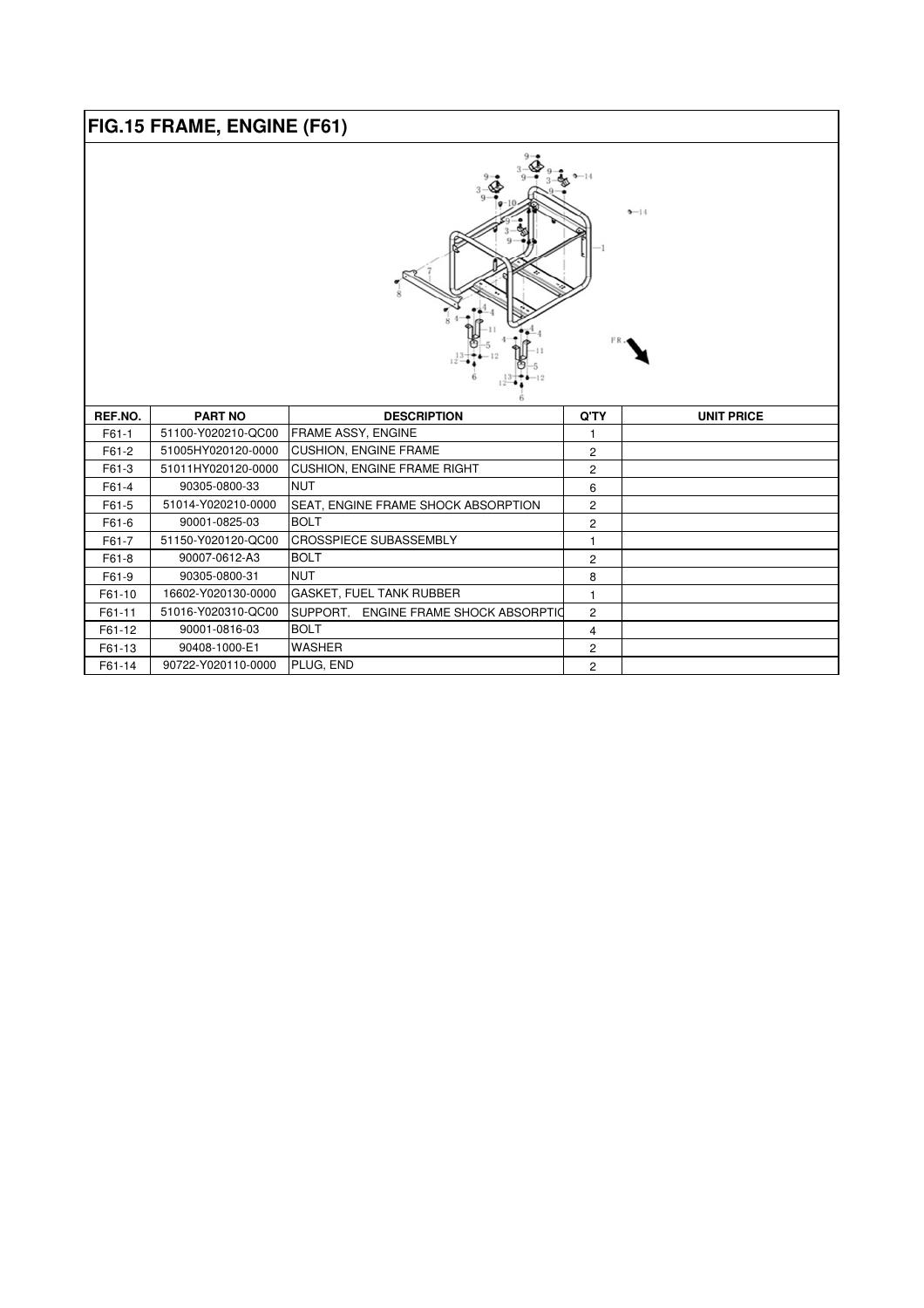## FIG.15 FRAME, ENGINE (F61)

| REF.NO. | PART NO | DESCRIPTION | Q'TY | UNIT PRICE |
|---|---|---|---|---|
| F61-1 | 51100-Y020210-QC00 | FRAME ASSY, ENGINE | 1 | |
| F61-2 | 51005HY020120-0000 | CUSHION, ENGINE FRAME | 2 | |
| F61-3 | 51011HY020120-0000 | CUSHION, ENGINE FRAME RIGHT | 2 | |
| F61-4 | 90305-0800-33 | NUT | 6 | |
| F61-5 | 51014-Y020210-0000 | SEAT, ENGINE FRAME SHOCK ABSORPTION | 2 | |
| F61-6 | 90001-0825-03 | BOLT | 2 | |
| F61-7 | 51150-Y020120-QC00 | CROSSPIECE SUBASSEMBLY | 1 | |
| F61-8 | 90007-0612-A3 | BOLT | 2 | |
| F61-9 | 90305-0800-31 | NUT | 8 | |
| F61-10 | 16602-Y020130-0000 | GASKET, FUEL TANK RUBBER | 1 | |
| F61-11 | 51016-Y020310-QC00 | SUPPORT, ENGINE FRAME SHOCK ABSORPTIO | 2 | |
| F61-12 | 90001-0816-03 | BOLT | 4 | |
| F61-13 | 90408-1000-E1 | WASHER | 2 | |
| F61-14 | 90722-Y020110-0000 | PLUG, END | 2 | |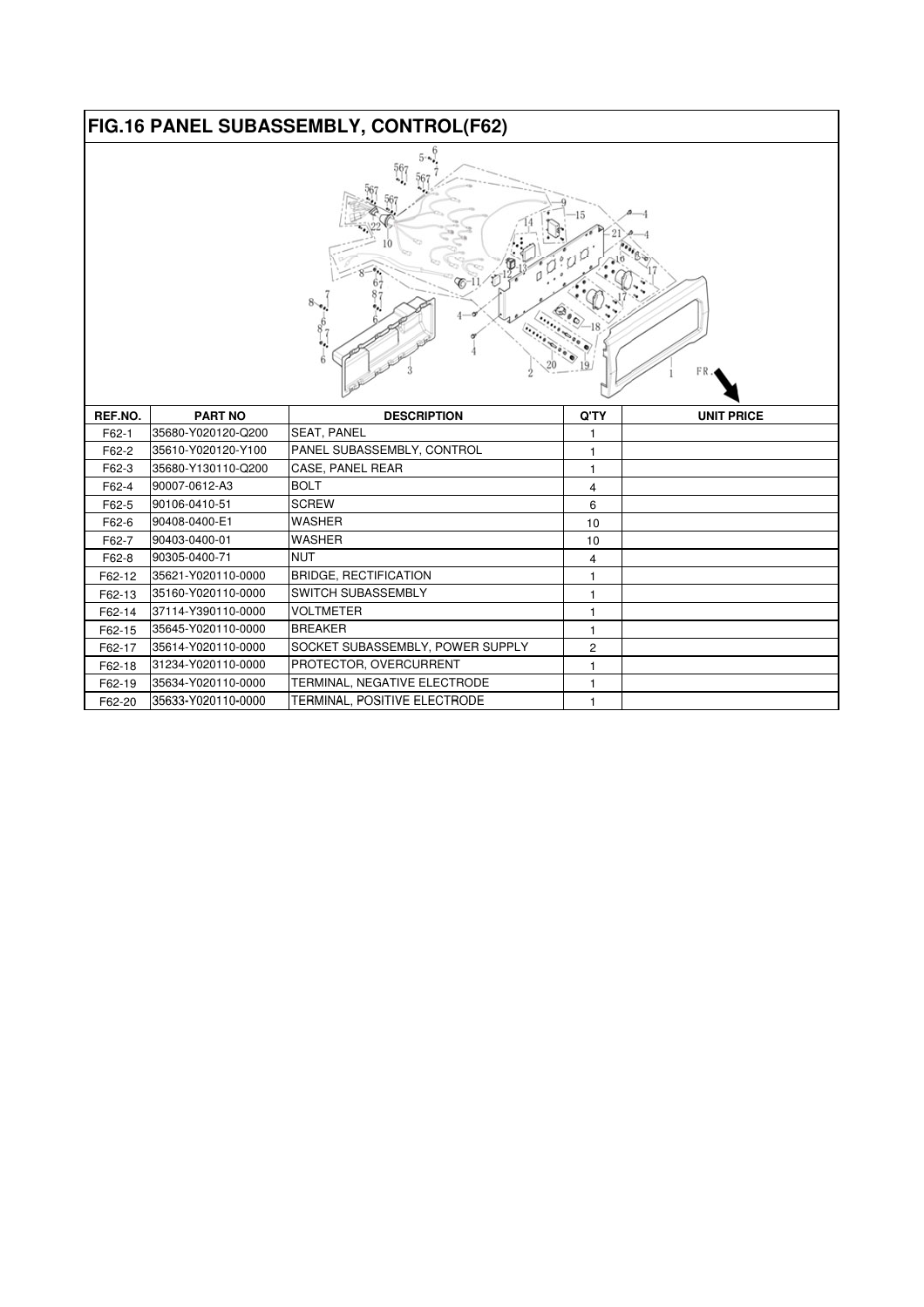# FIG.16 PANEL SUBASSEMBLY, CONTROL(F62)

| REF.NO. | PART NO | DESCRIPTION | Q'TY | UNIT PRICE |
|---|---|---|---|---|
| F62-1 | 35680-Y020120-Q200 | SEAT, PANEL | 1 | |
| F62-2 | 35610-Y020120-Y100 | PANEL SUBASSEMBLY, CONTROL | 1 | |
| F62-3 | 35680-Y130110-Q200 | CASE, PANEL REAR | 1 | |
| F62-4 | 90007-0612-A3 | BOLT | 4 | |
| F62-5 | 90106-0410-51 | SCREW | 6 | |
| F62-6 | 90408-0400-E1 | WASHER | 10 | |
| F62-7 | 90403-0400-01 | WASHER | 10 | |
| F62-8 | 90305-0400-71 | NUT | 4 | |
| F62-12 | 35621-Y020110-0000 | BRIDGE, RECTIFICATION | 1 | |
| F62-13 | 35160-Y020110-0000 | SWITCH SUBASSEMBLY | 1 | |
| F62-14 | 37114-Y390110-0000 | VOLTMETER | 1 | |
| F62-15 | 35645-Y020110-0000 | BREAKER | 1 | |
| F62-17 | 35614-Y020110-0000 | SOCKET SUBASSEMBLY, POWER SUPPLY | 2 | |
| F62-18 | 31234-Y020110-0000 | PROTECTOR, OVERCURRENT | 1 | |
| F62-19 | 35634-Y020110-0000 | TERMINAL, NEGATIVE ELECTRODE | 1 | |
| F62-20 | 35633-Y020110-0000 | TERMINAL, POSITIVE ELECTRODE | 1 | |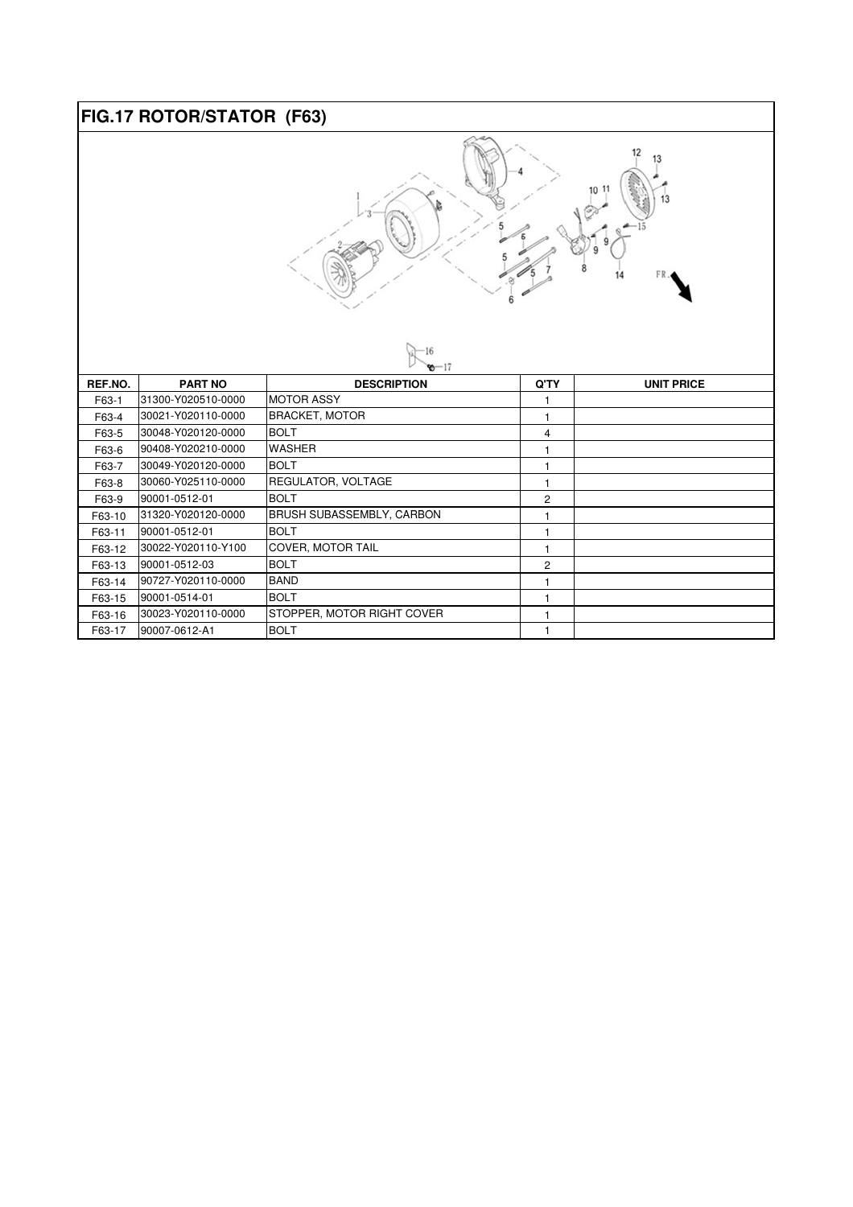# FIG.17 ROTOR/STATOR (F63)

| REF.NO. | PART NO | DESCRIPTION | Q'TY | UNIT PRICE |
|---|---|---|---|---|
| F63-1 | 31300-Y020510-0000 | MOTOR ASSY | 1 | |
| F63-4 | 30021-Y020110-0000 | BRACKET, MOTOR | 1 | |
| F63-5 | 30048-Y020120-0000 | BOLT | 4 | |
| F63-6 | 90408-Y020210-0000 | WASHER | 1 | |
| F63-7 | 30049-Y020120-0000 | BOLT | 1 | |
| F63-8 | 30060-Y025110-0000 | REGULATOR, VOLTAGE | 1 | |
| F63-9 | 90001-0512-01 | BOLT | 2 | |
| F63-10 | 31320-Y020120-0000 | BRUSH SUBASSEMBLY, CARBON | 1 | |
| F63-11 | 90001-0512-01 | BOLT | 1 | |
| F63-12 | 30022-Y020110-Y100 | COVER, MOTOR TAIL | 1 | |
| F63-13 | 90001-0512-03 | BOLT | 2 | |
| F63-14 | 90727-Y020110-0000 | BAND | 1 | |
| F63-15 | 90001-0514-01 | BOLT | 1 | |
| F63-16 | 30023-Y020110-0000 | STOPPER, MOTOR RIGHT COVER | 1 | |
| F63-17 | 90007-0612-A1 | BOLT | 1 | |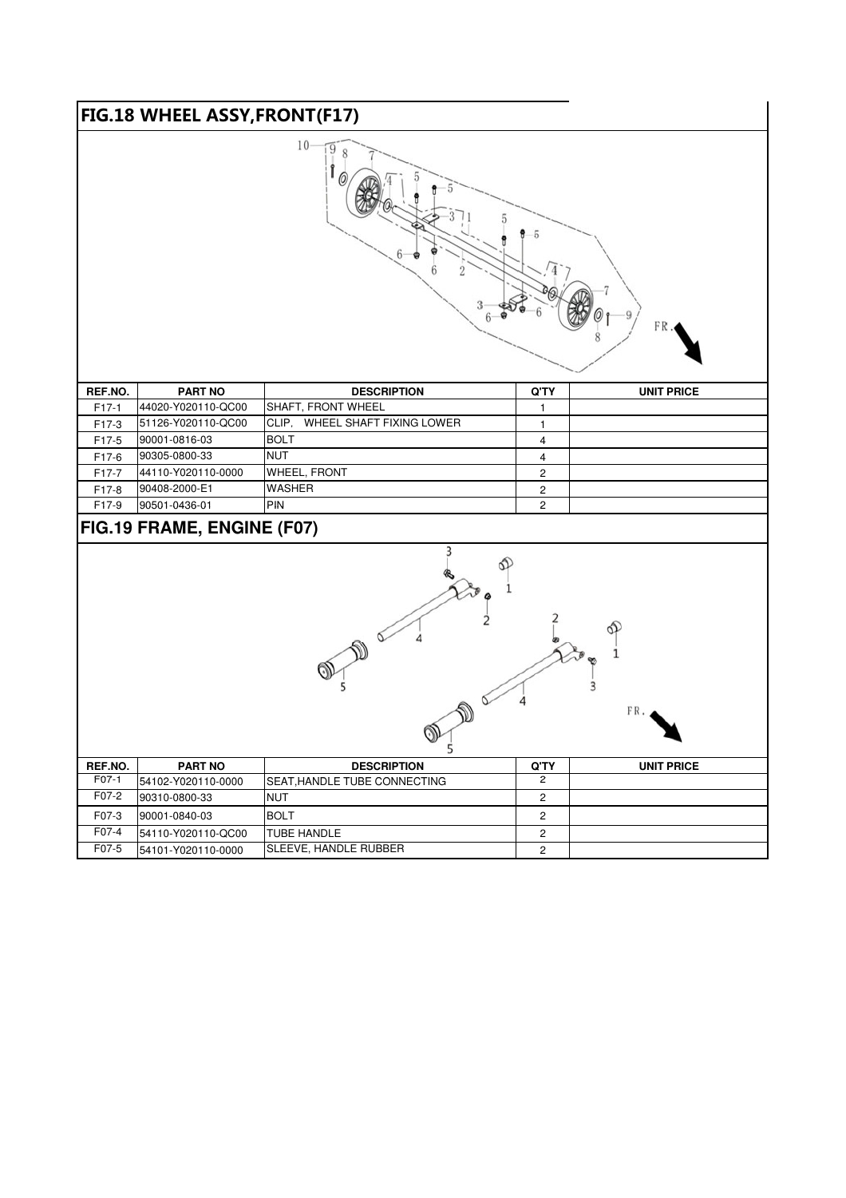## FIG.18 WHEEL ASSY,FRONT(F17)

| REF.NO. | PART NO | DESCRIPTION | Q'TY | UNIT PRICE |
|---|---|---|---|---|
| F17-1 | 44020-Y020110-QC00 | SHAFT, FRONT WHEEL | 1 | |
| F17-3 | 51126-Y020110-QC00 | CLIP, WHEEL SHAFT FIXING LOWER | 1 | |
| F17-5 | 90001-0816-03 | BOLT | 4 | |
| F17-6 | 90305-0800-33 | NUT | 4 | |
| F17-7 | 44110-Y020110-0000 | WHEEL, FRONT | 2 | |
| F17-8 | 90408-2000-E1 | WASHER | 2 | |
| F17-9 | 90501-0436-01 | PIN | 2 | |

## FIG.19 FRAME, ENGINE (F07)

| REF.NO. | PART NO | DESCRIPTION | Q'TY | UNIT PRICE |
|---|---|---|---|---|
| F07-1 | 54102-Y020110-0000 | SEAT,HANDLE TUBE CONNECTING | 2 | |
| F07-2 | 90310-0800-33 | NUT | 2 | |
| F07-3 | 90001-0840-03 | BOLT | 2 | |
| F07-4 | 54110-Y020110-QC00 | TUBE HANDLE | 2 | |
| F07-5 | 54101-Y020110-0000 | SLEEVE, HANDLE RUBBER | 2 | |